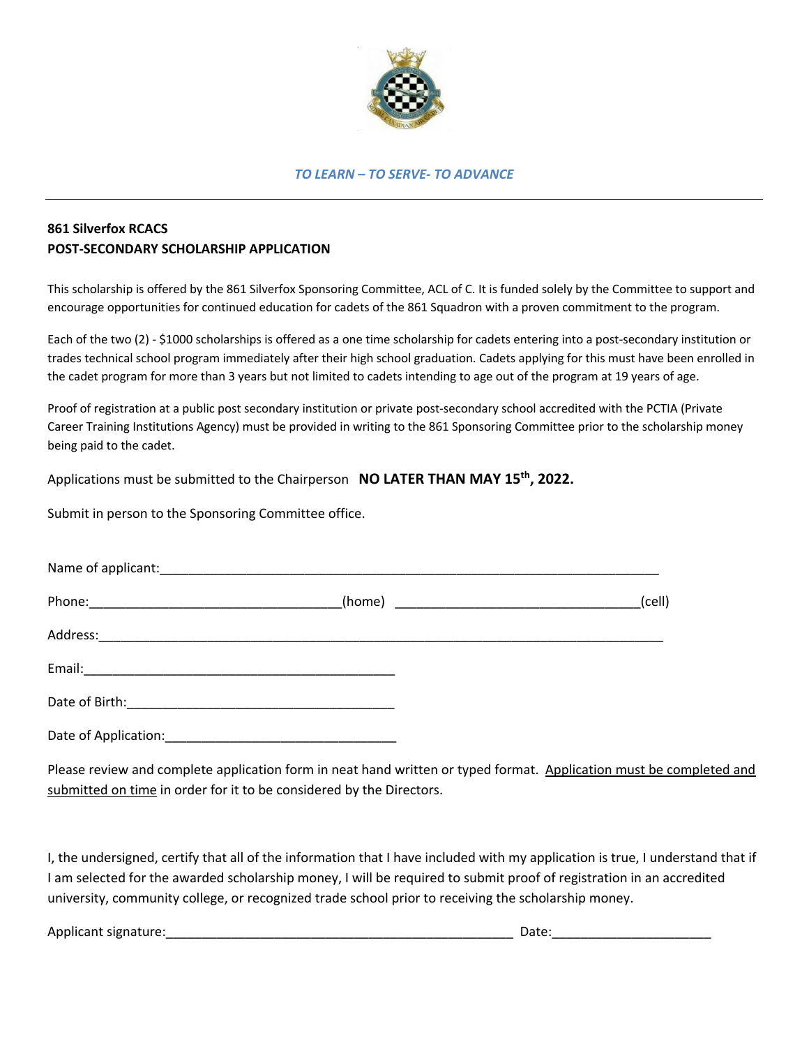*TO LEARN – TO SERVE- TO ADVANCE*

---

**861 Silverfox RCACS**
**POST-SECONDARY SCHOLARSHIP APPLICATION**

This scholarship is offered by the 861 Silverfox Sponsoring Committee, ACL of C. It is funded solely by the Committee to support and encourage opportunities for continued education for cadets of the 861 Squadron with a proven commitment to the program.

Each of the two (2) - $1000 scholarships is offered as a one time scholarship for cadets entering into a post-secondary institution or trades technical school program immediately after their high school graduation. Cadets applying for this must have been enrolled in the cadet program for more than 3 years but not limited to cadets intending to age out of the program at 19 years of age.

Proof of registration at a public post secondary institution or private post-secondary school accredited with the PCTIA (Private Career Training Institutions Agency) must be provided in writing to the 861 Sponsoring Committee prior to the scholarship money being paid to the cadet.

Applications must be submitted to the Chairperson **NO LATER THAN MAY 15th, 2022.**

Submit in person to the Sponsoring Committee office.

Name of applicant:_______________________________________________________________________

Phone:___________________________________(home) _________________________________(cell)

Address:__________________________________________________________________________

Email:___________________________________________

Date of Birth:_____________________________________

Date of Application:________________________________

Please review and complete application form in neat hand written or typed format. Application must be completed and submitted on time in order for it to be considered by the Directors.

I, the undersigned, certify that all of the information that I have included with my application is true, I understand that if I am selected for the awarded scholarship money, I will be required to submit proof of registration in an accredited university, community college, or recognized trade school prior to receiving the scholarship money.

Applicant signature:________________________________________________ Date:_____________________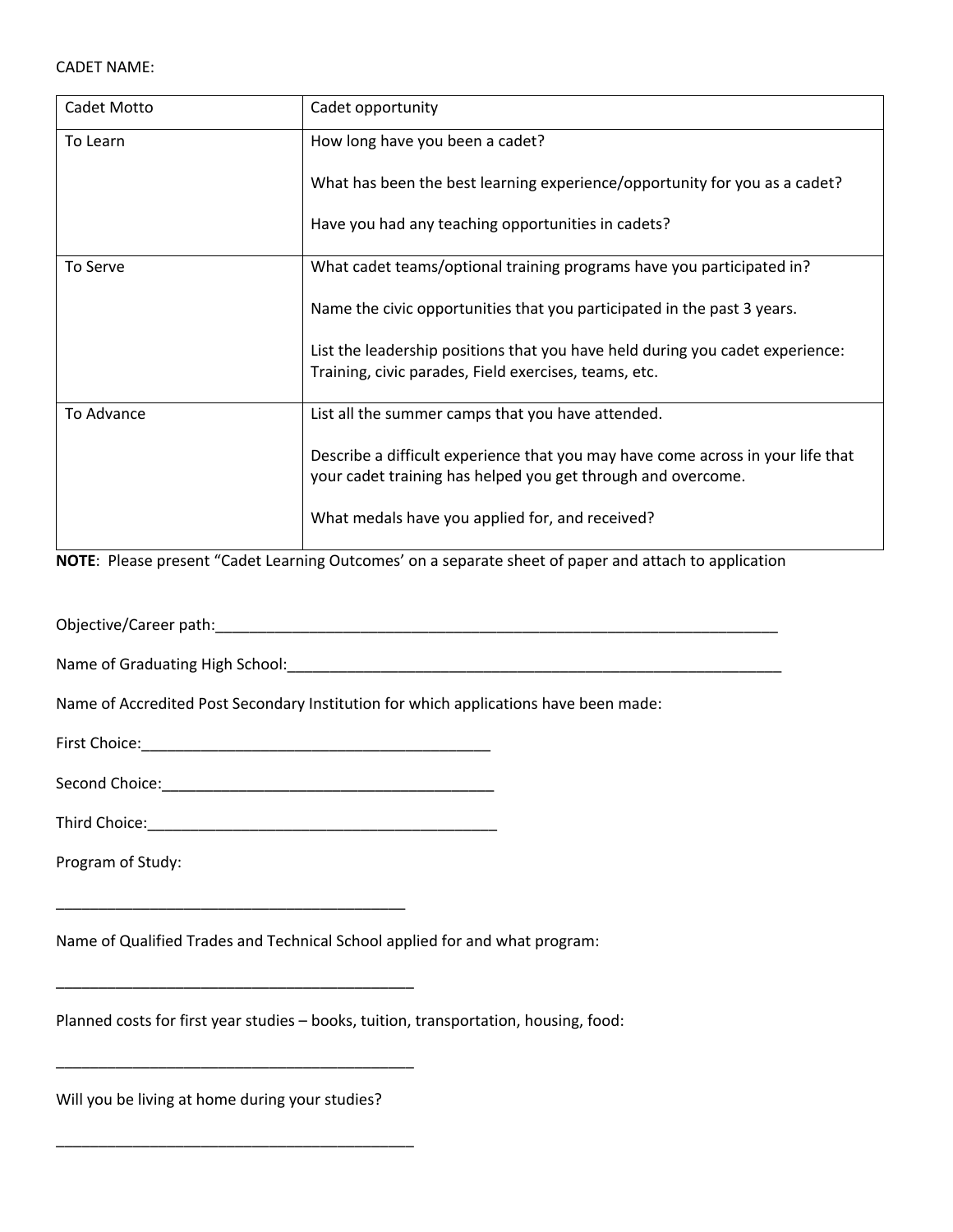CADET NAME:

| Cadet Motto | Cadet opportunity |
|---|---|
| To Learn | How long have you been a cadet?<br><br>What has been the best learning experience/opportunity for you as a cadet?<br><br>Have you had any teaching opportunities in cadets? |
| To Serve | What cadet teams/optional training programs have you participated in?<br><br>Name the civic opportunities that you participated in the past 3 years.<br><br>List the leadership positions that you have held during you cadet experience: Training, civic parades, Field exercises, teams, etc. |
| To Advance | List all the summer camps that you have attended.<br><br>Describe a difficult experience that you may have come across in your life that your cadet training has helped you get through and overcome.<br><br>What medals have you applied for, and received? |

**NOTE**: Please present "Cadet Learning Outcomes' on a separate sheet of paper and attach to application

Objective/Career path:______________________________________________________________________

Name of Graduating High School:______________________________________________________________

Name of Accredited Post Secondary Institution for which applications have been made:

First Choice:__________________________________________

Second Choice:________________________________________

Third Choice:__________________________________________

Program of Study:

__________________________________________

Name of Qualified Trades and Technical School applied for and what program:

___________________________________________

Planned costs for first year studies – books, tuition, transportation, housing, food:

___________________________________________

Will you be living at home during your studies?

___________________________________________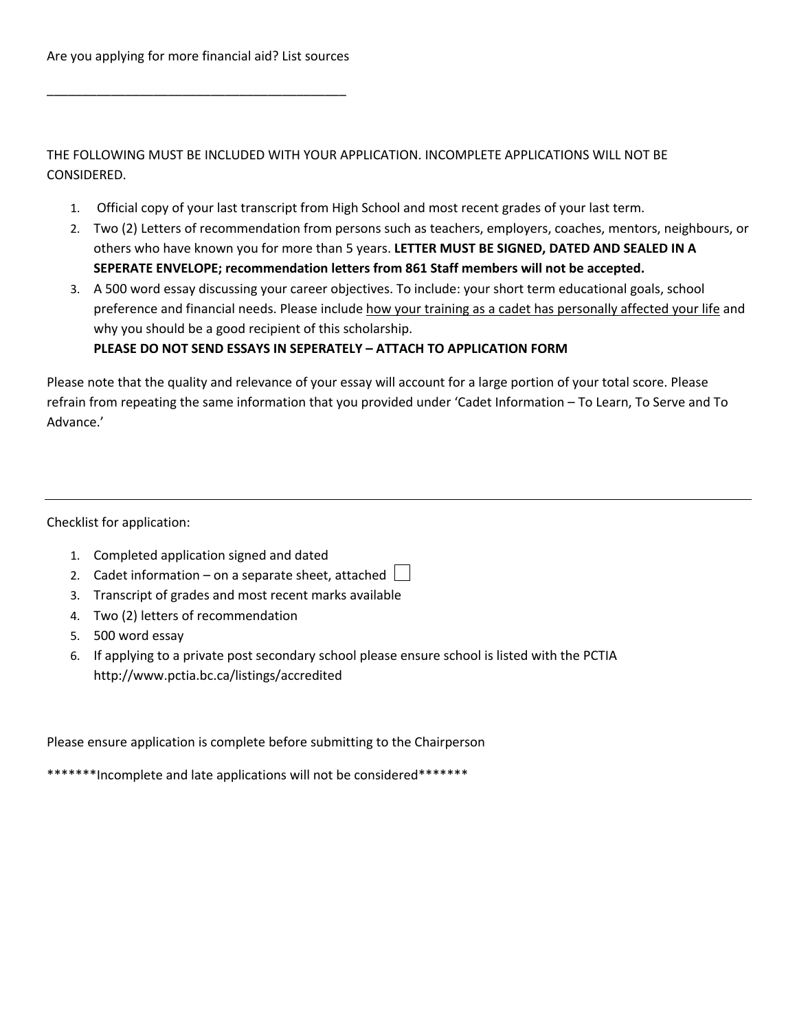Are you applying for more financial aid? List sources

_____________________________________________

THE FOLLOWING MUST BE INCLUDED WITH YOUR APPLICATION. INCOMPLETE APPLICATIONS WILL NOT BE CONSIDERED.

1. Official copy of your last transcript from High School and most recent grades of your last term.
2. Two (2) Letters of recommendation from persons such as teachers, employers, coaches, mentors, neighbours, or others who have known you for more than 5 years. **LETTER MUST BE SIGNED, DATED AND SEALED IN A SEPERATE ENVELOPE; recommendation letters from 861 Staff members will not be accepted.**
3. A 500 word essay discussing your career objectives. To include: your short term educational goals, school preference and financial needs. Please include <u>how your training as a cadet has personally affected your life</u> and why you should be a good recipient of this scholarship.
   **PLEASE DO NOT SEND ESSAYS IN SEPERATELY – ATTACH TO APPLICATION FORM**

Please note that the quality and relevance of your essay will account for a large portion of your total score. Please refrain from repeating the same information that you provided under 'Cadet Information – To Learn, To Serve and To Advance.'

---

Checklist for application:

1. Completed application signed and dated
2. Cadet information – on a separate sheet, attached ☐
3. Transcript of grades and most recent marks available
4. Two (2) letters of recommendation
5. 500 word essay
6. If applying to a private post secondary school please ensure school is listed with the PCTIA http://www.pctia.bc.ca/listings/accredited

Please ensure application is complete before submitting to the Chairperson

*******Incomplete and late applications will not be considered*******